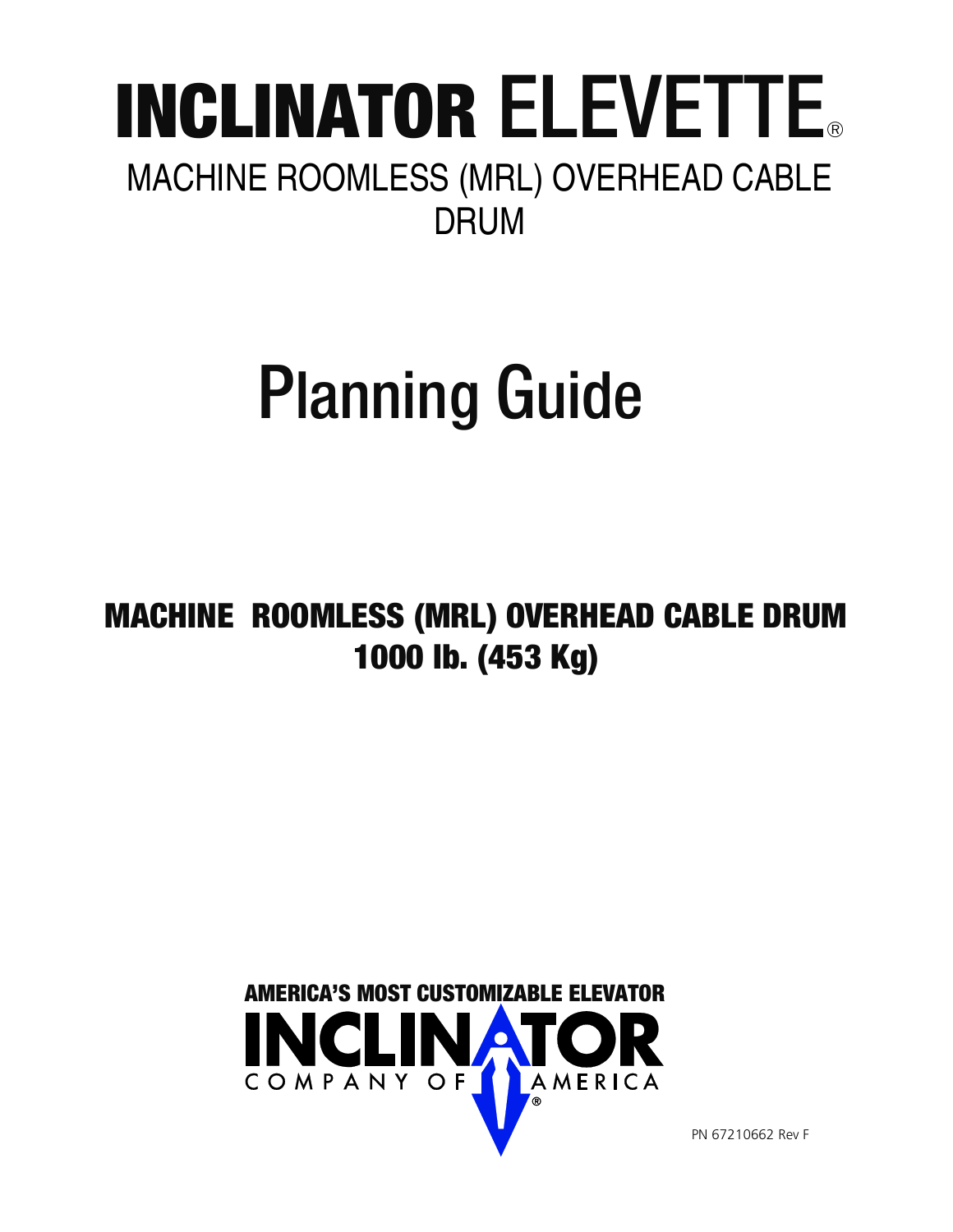# INCLINATOR ELEVETTE®

## MACHINE ROOMLESS (MRL) OVERHEAD CABLE DRUM

# Planning Guide

## MACHINE ROOMLESS (MRL) OVERHEAD CABLE DRUM 1000 lb. (453 Kg)

AMERICA'S MOST CUSTOMIZABLE ELEVATOR

INCLINATOR COMPANY OF AMERICA®

PN 67210662 Rev F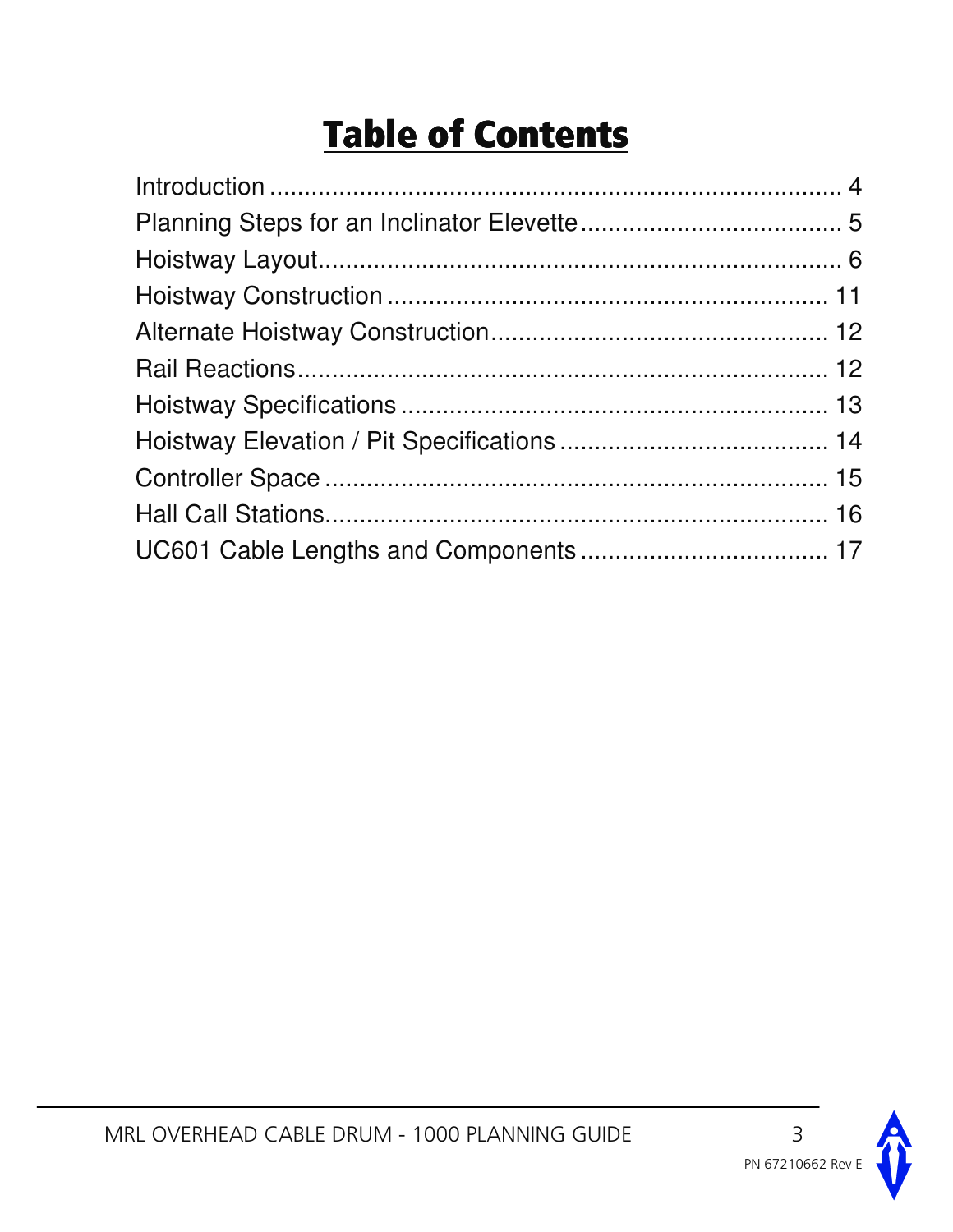# Table of Contents

| | |
|---|---|
| Introduction | 4 |
| Planning Steps for an Inclinator Elevette | 5 |
| Hoistway Layout | 6 |
| Hoistway Construction | 11 |
| Alternate Hoistway Construction | 12 |
| Rail Reactions | 12 |
| Hoistway Specifications | 13 |
| Hoistway Elevation / Pit Specifications | 14 |
| Controller Space | 15 |
| Hall Call Stations | 16 |
| UC601 Cable Lengths and Components | 17 |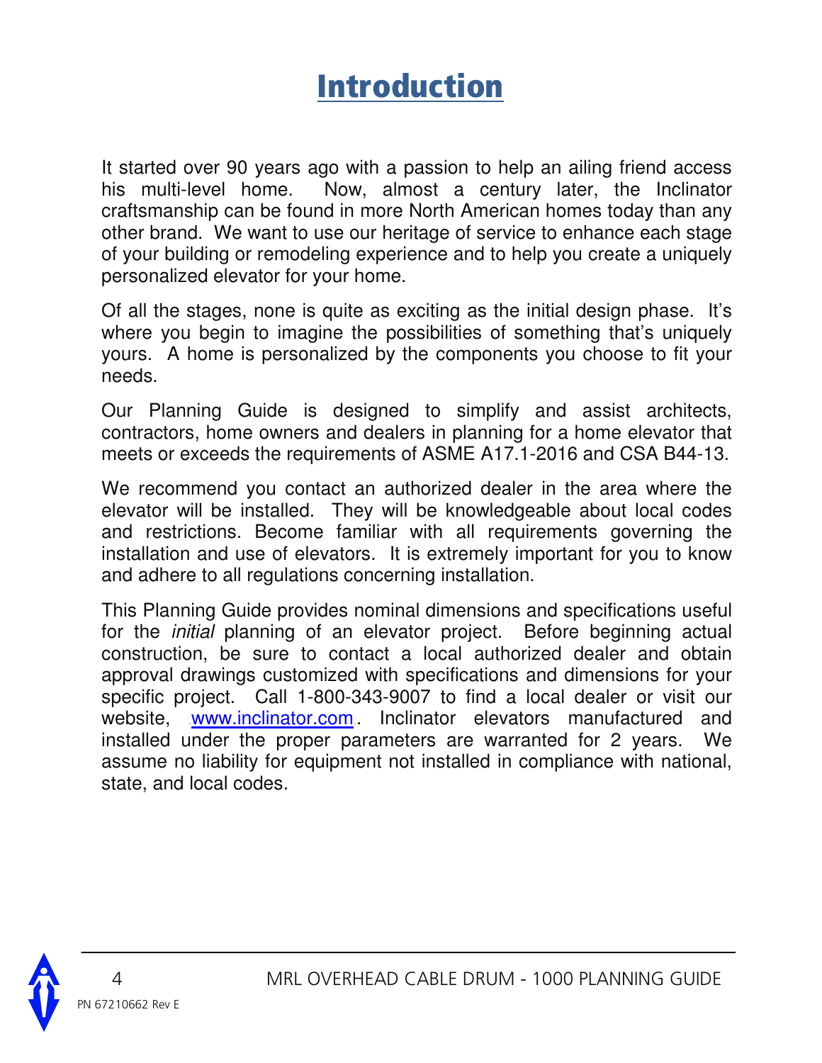# Introduction

It started over 90 years ago with a passion to help an ailing friend access his multi-level home. Now, almost a century later, the Inclinator craftsmanship can be found in more North American homes today than any other brand. We want to use our heritage of service to enhance each stage of your building or remodeling experience and to help you create a uniquely personalized elevator for your home.

Of all the stages, none is quite as exciting as the initial design phase. It's where you begin to imagine the possibilities of something that's uniquely yours. A home is personalized by the components you choose to fit your needs.

Our Planning Guide is designed to simplify and assist architects, contractors, home owners and dealers in planning for a home elevator that meets or exceeds the requirements of ASME A17.1-2016 and CSA B44-13.

We recommend you contact an authorized dealer in the area where the elevator will be installed. They will be knowledgeable about local codes and restrictions. Become familiar with all requirements governing the installation and use of elevators. It is extremely important for you to know and adhere to all regulations concerning installation.

This Planning Guide provides nominal dimensions and specifications useful for the *initial* planning of an elevator project. Before beginning actual construction, be sure to contact a local authorized dealer and obtain approval drawings customized with specifications and dimensions for your specific project. Call 1-800-343-9007 to find a local dealer or visit our website, www.inclinator.com. Inclinator elevators manufactured and installed under the proper parameters are warranted for 2 years. We assume no liability for equipment not installed in compliance with national, state, and local codes.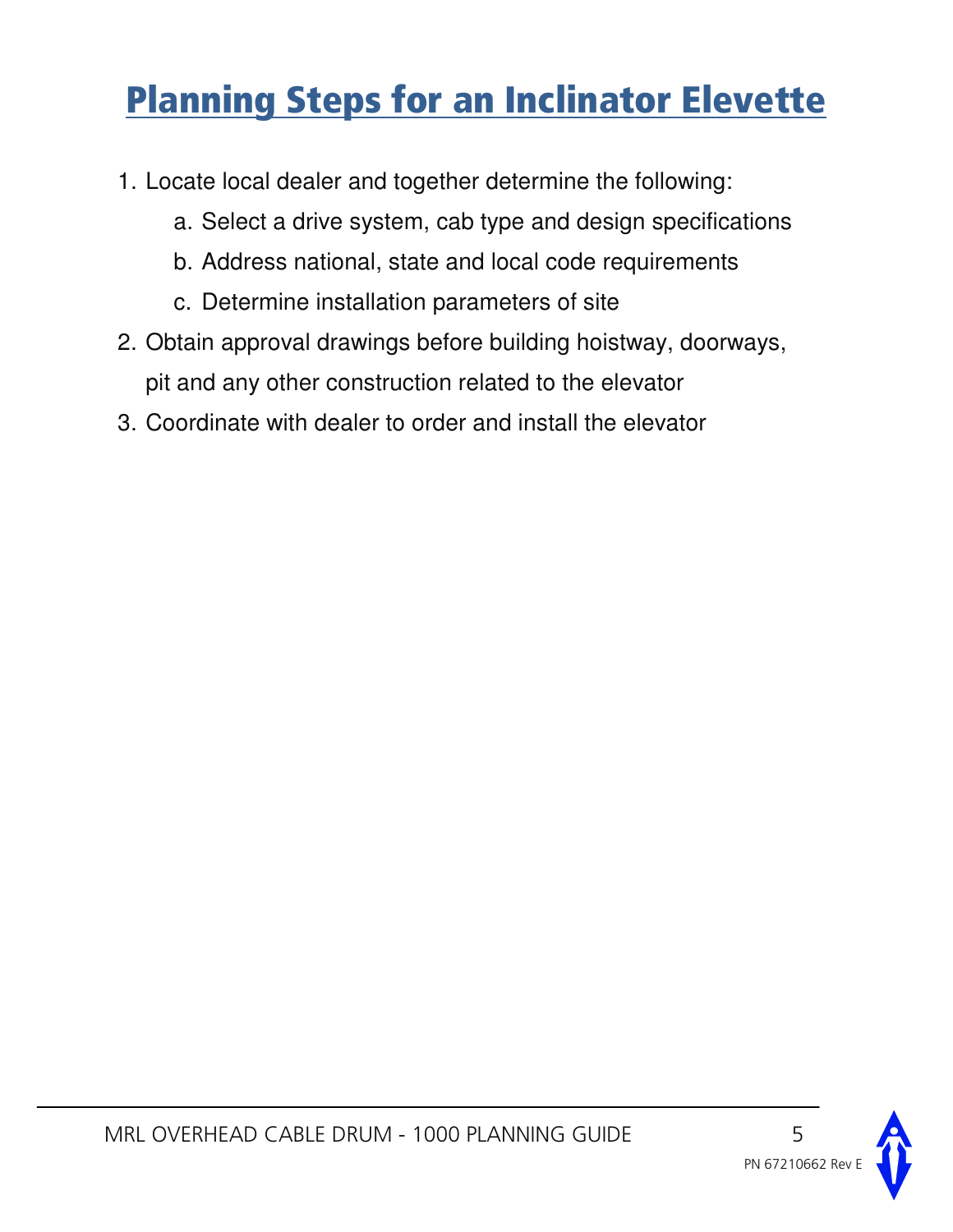# Planning Steps for an Inclinator Elevette

1. Locate local dealer and together determine the following:
   a. Select a drive system, cab type and design specifications
   b. Address national, state and local code requirements
   c. Determine installation parameters of site
2. Obtain approval drawings before building hoistway, doorways, pit and any other construction related to the elevator
3. Coordinate with dealer to order and install the elevator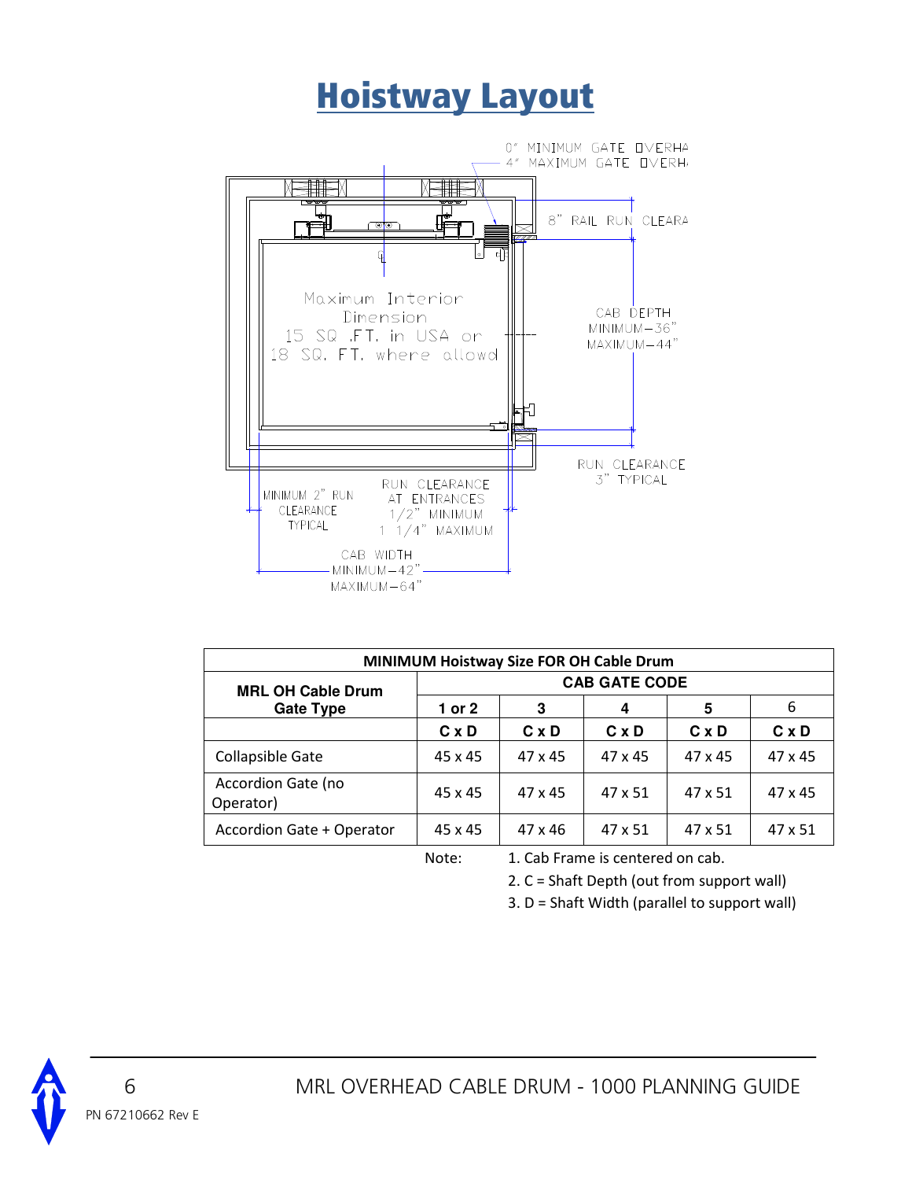# Hoistway Layout

0" MINIMUM GATE OVERHA
4" MAXIMUM GATE OVERH

8" RAIL RUN CLEARA

Maximum Interior Dimension
15 SQ .FT. in USA or
18 SQ. FT. where allowd

CAB DEPTH
MINIMUM—36"
MAXIMUM—44"

RUN CLEARANCE
3" TYPICAL

MINIMUM 2" RUN CLEARANCE TYPICAL

RUN CLEARANCE AT ENTRANCES
1/2" MINIMUM
1 1/4" MAXIMUM

CAB WIDTH
MINIMUM—42"
MAXIMUM—64"

| MINIMUM Hoistway Size FOR OH Cable Drum | | | | | |
|---|---|---|---|---|---|
| MRL OH Cable Drum Gate Type | CAB GATE CODE | | | | |
| | 1 or 2 | 3 | 4 | 5 | 6 |
| | C x D | C x D | C x D | C x D | C x D |
| Collapsible Gate | 45 x 45 | 47 x 45 | 47 x 45 | 47 x 45 | 47 x 45 |
| Accordion Gate (no Operator) | 45 x 45 | 47 x 45 | 47 x 51 | 47 x 51 | 47 x 45 |
| Accordion Gate + Operator | 45 x 45 | 47 x 46 | 47 x 51 | 47 x 51 | 47 x 51 |

Note:
1. Cab Frame is centered on cab.
2. C = Shaft Depth (out from support wall)
3. D = Shaft Width (parallel to support wall)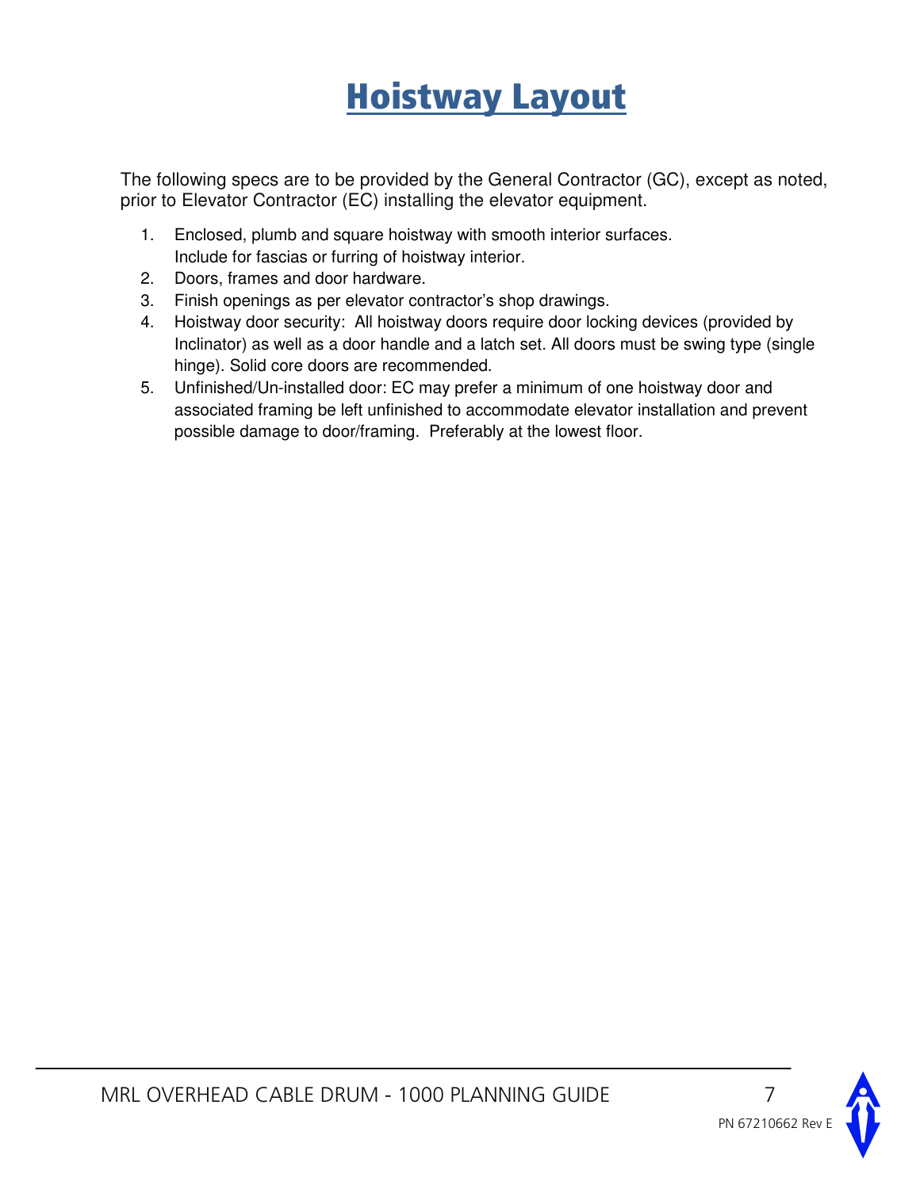# Hoistway Layout

The following specs are to be provided by the General Contractor (GC), except as noted, prior to Elevator Contractor (EC) installing the elevator equipment.

1. Enclosed, plumb and square hoistway with smooth interior surfaces. Include for fascias or furring of hoistway interior.
2. Doors, frames and door hardware.
3. Finish openings as per elevator contractor's shop drawings.
4. Hoistway door security: All hoistway doors require door locking devices (provided by Inclinator) as well as a door handle and a latch set. All doors must be swing type (single hinge). Solid core doors are recommended.
5. Unfinished/Un-installed door: EC may prefer a minimum of one hoistway door and associated framing be left unfinished to accommodate elevator installation and prevent possible damage to door/framing. Preferably at the lowest floor.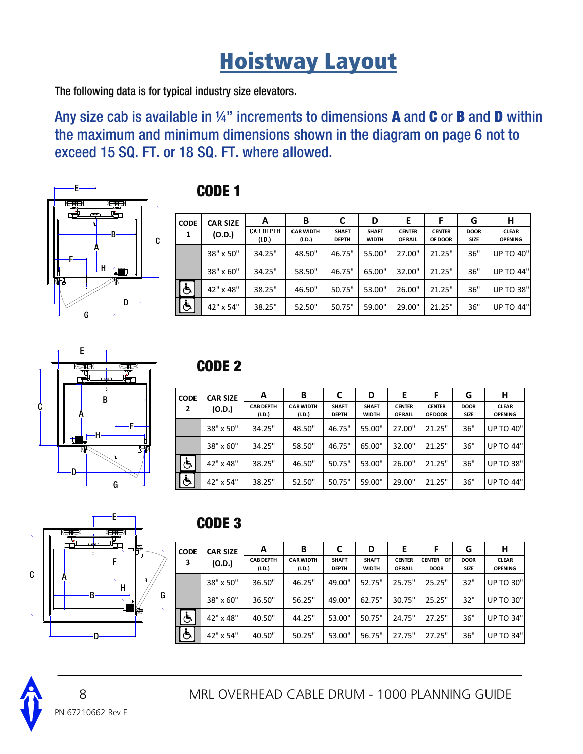# Hoistway Layout

The following data is for typical industry size elevators.

Any size cab is available in ¼" increments to dimensions **A** and **C** or **B** and **D** within the maximum and minimum dimensions shown in the diagram on page 6 not to exceed 15 SQ. FT. or 18 SQ. FT. where allowed.

## CODE 1

| CODE 1 | CAR SIZE (O.D.) | A CAB DEPTH (I.D.) | B CAR WIDTH (I.D.) | C SHAFT DEPTH | D SHAFT WIDTH | E CENTER OF RAIL | F CENTER OF DOOR | G DOOR SIZE | H CLEAR OPENING |
|---|---|---|---|---|---|---|---|---|---|
| | 38" x 50" | 34.25" | 48.50" | 46.75" | 55.00" | 27.00" | 21.25" | 36" | UP TO 40" |
| | 38" x 60" | 34.25" | 58.50" | 46.75" | 65.00" | 32.00" | 21.25" | 36" | UP TO 44" |
| ♿ | 42" x 48" | 38.25" | 46.50" | 50.75" | 53.00" | 26.00" | 21.25" | 36" | UP TO 38" |
| ♿ | 42" x 54" | 38.25" | 52.50" | 50.75" | 59.00" | 29.00" | 21.25" | 36" | UP TO 44" |

## CODE 2

| CODE 2 | CAR SIZE (O.D.) | A CAB DEPTH (I.D.) | B CAR WIDTH (I.D.) | C SHAFT DEPTH | D SHAFT WIDTH | E CENTER OF RAIL | F CENTER OF DOOR | G DOOR SIZE | H CLEAR OPENING |
|---|---|---|---|---|---|---|---|---|---|
| | 38" x 50" | 34.25" | 48.50" | 46.75" | 55.00" | 27.00" | 21.25" | 36" | UP TO 40" |
| | 38" x 60" | 34.25" | 58.50" | 46.75" | 65.00" | 32.00" | 21.25" | 36" | UP TO 44" |
| ♿ | 42" x 48" | 38.25" | 46.50" | 50.75" | 53.00" | 26.00" | 21.25" | 36" | UP TO 38" |
| ♿ | 42" x 54" | 38.25" | 52.50" | 50.75" | 59.00" | 29.00" | 21.25" | 36" | UP TO 44" |

## CODE 3

| CODE 3 | CAR SIZE (O.D.) | A CAB DEPTH (I.D.) | B CAR WIDTH (I.D.) | C SHAFT DEPTH | D SHAFT WIDTH | E CENTER OF RAIL | F CENTER OF DOOR | G DOOR SIZE | H CLEAR OPENING |
|---|---|---|---|---|---|---|---|---|---|
| | 38" x 50" | 36.50" | 46.25" | 49.00" | 52.75" | 25.75" | 25.25" | 32" | UP TO 30" |
| | 38" x 60" | 36.50" | 56.25" | 49.00" | 62.75" | 30.75" | 25.25" | 32" | UP TO 30" |
| ♿ | 42" x 48" | 40.50" | 44.25" | 53.00" | 50.75" | 24.75" | 27.25" | 36" | UP TO 34" |
| ♿ | 42" x 54" | 40.50" | 50.25" | 53.00" | 56.75" | 27.75" | 27.25" | 36" | UP TO 34" |

PN 67210662 Rev E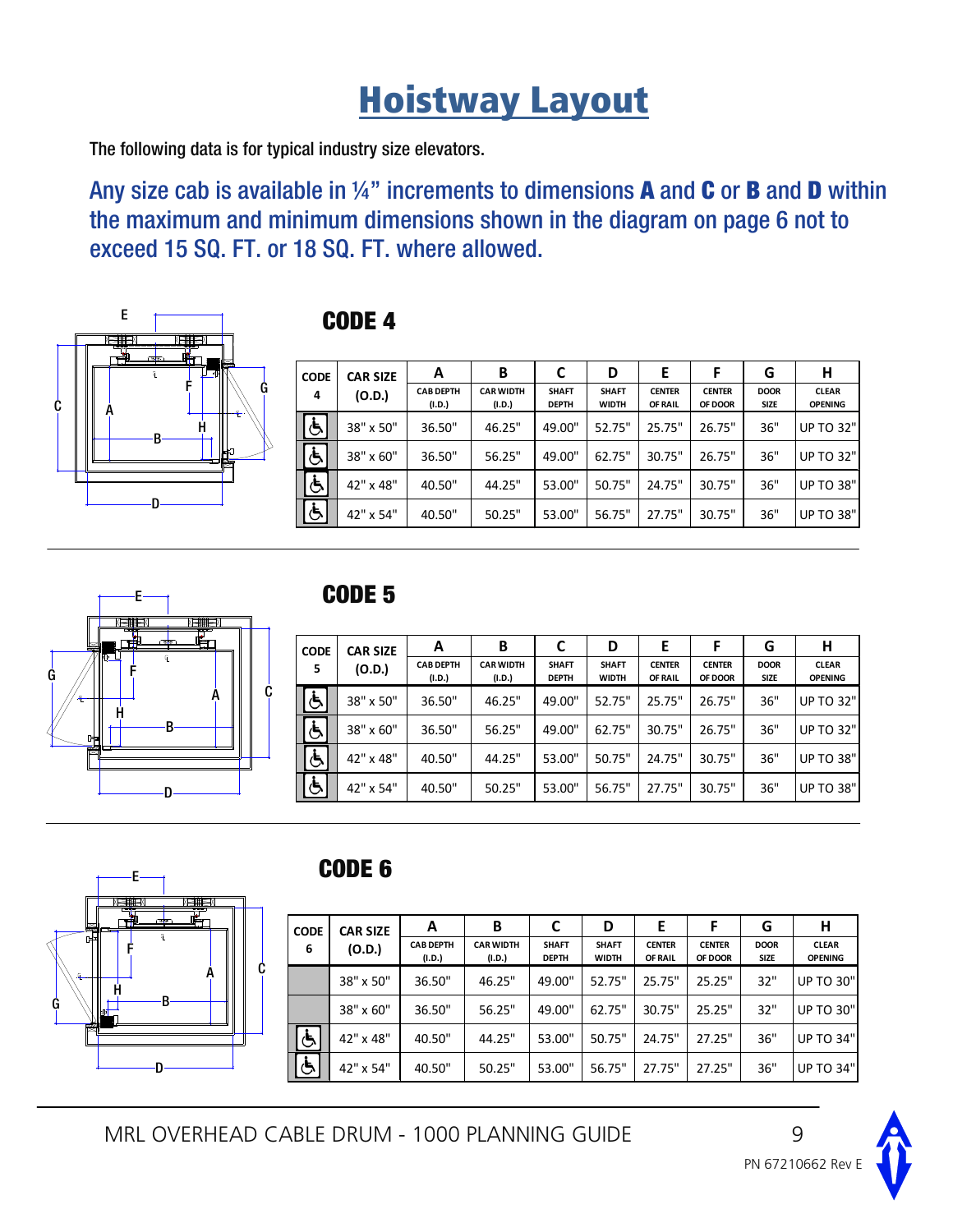# Hoistway Layout

The following data is for typical industry size elevators.

Any size cab is available in ¼" increments to dimensions **A** and **C** or **B** and **D** within the maximum and minimum dimensions shown in the diagram on page 6 not to exceed 15 SQ. FT. or 18 SQ. FT. where allowed.

## CODE 4

| CODE 4 | CAR SIZE (O.D.) | A CAB DEPTH (I.D.) | B CAR WIDTH (I.D.) | C SHAFT DEPTH | D SHAFT WIDTH | E CENTER OF RAIL | F CENTER OF DOOR | G DOOR SIZE | H CLEAR OPENING |
|---|---|---|---|---|---|---|---|---|---|
| ♿ | 38" x 50" | 36.50" | 46.25" | 49.00" | 52.75" | 25.75" | 26.75" | 36" | UP TO 32" |
| ♿ | 38" x 60" | 36.50" | 56.25" | 49.00" | 62.75" | 30.75" | 26.75" | 36" | UP TO 32" |
| ♿ | 42" x 48" | 40.50" | 44.25" | 53.00" | 50.75" | 24.75" | 30.75" | 36" | UP TO 38" |
| ♿ | 42" x 54" | 40.50" | 50.25" | 53.00" | 56.75" | 27.75" | 30.75" | 36" | UP TO 38" |

## CODE 5

| CODE 5 | CAR SIZE (O.D.) | A CAB DEPTH (I.D.) | B CAR WIDTH (I.D.) | C SHAFT DEPTH | D SHAFT WIDTH | E CENTER OF RAIL | F CENTER OF DOOR | G DOOR SIZE | H CLEAR OPENING |
|---|---|---|---|---|---|---|---|---|---|
| ♿ | 38" x 50" | 36.50" | 46.25" | 49.00" | 52.75" | 25.75" | 26.75" | 36" | UP TO 32" |
| ♿ | 38" x 60" | 36.50" | 56.25" | 49.00" | 62.75" | 30.75" | 26.75" | 36" | UP TO 32" |
| ♿ | 42" x 48" | 40.50" | 44.25" | 53.00" | 50.75" | 24.75" | 30.75" | 36" | UP TO 38" |
| ♿ | 42" x 54" | 40.50" | 50.25" | 53.00" | 56.75" | 27.75" | 30.75" | 36" | UP TO 38" |

## CODE 6

| CODE 6 | CAR SIZE (O.D.) | A CAB DEPTH (I.D.) | B CAR WIDTH (I.D.) | C SHAFT DEPTH | D SHAFT WIDTH | E CENTER OF RAIL | F CENTER OF DOOR | G DOOR SIZE | H CLEAR OPENING |
|---|---|---|---|---|---|---|---|---|---|
| | 38" x 50" | 36.50" | 46.25" | 49.00" | 52.75" | 25.75" | 25.25" | 32" | UP TO 30" |
| | 38" x 60" | 36.50" | 56.25" | 49.00" | 62.75" | 30.75" | 25.25" | 32" | UP TO 30" |
| ♿ | 42" x 48" | 40.50" | 44.25" | 53.00" | 50.75" | 24.75" | 27.25" | 36" | UP TO 34" |
| ♿ | 42" x 54" | 40.50" | 50.25" | 53.00" | 56.75" | 27.75" | 27.25" | 36" | UP TO 34" |

MRL OVERHEAD CABLE DRUM - 1000 PLANNING GUIDE

PN 67210662 Rev E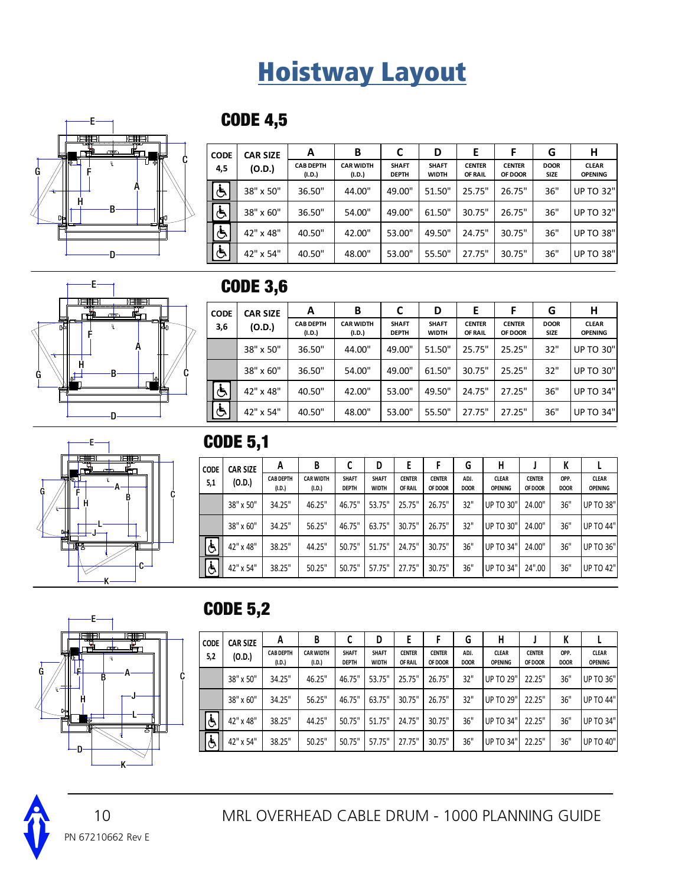# Hoistway Layout

## CODE 4,5

| CODE 4,5 | CAR SIZE (O.D.) | A CAB DEPTH (I.D.) | B CAR WIDTH (I.D.) | C SHAFT DEPTH | D SHAFT WIDTH | E CENTER OF RAIL | F CENTER OF DOOR | G DOOR SIZE | H CLEAR OPENING |
|---|---|---|---|---|---|---|---|---|---|
| ♿ | 38" x 50" | 36.50" | 44.00" | 49.00" | 51.50" | 25.75" | 26.75" | 36" | UP TO 32" |
| ♿ | 38" x 60" | 36.50" | 54.00" | 49.00" | 61.50" | 30.75" | 26.75" | 36" | UP TO 32" |
| ♿ | 42" x 48" | 40.50" | 42.00" | 53.00" | 49.50" | 24.75" | 30.75" | 36" | UP TO 38" |
| ♿ | 42" x 54" | 40.50" | 48.00" | 53.00" | 55.50" | 27.75" | 30.75" | 36" | UP TO 38" |

## CODE 3,6

| CODE 3,6 | CAR SIZE (O.D.) | A CAB DEPTH (I.D.) | B CAR WIDTH (I.D.) | C SHAFT DEPTH | D SHAFT WIDTH | E CENTER OF RAIL | F CENTER OF DOOR | G DOOR SIZE | H CLEAR OPENING |
|---|---|---|---|---|---|---|---|---|---|
| | 38" x 50" | 36.50" | 44.00" | 49.00" | 51.50" | 25.75" | 25.25" | 32" | UP TO 30" |
| | 38" x 60" | 36.50" | 54.00" | 49.00" | 61.50" | 30.75" | 25.25" | 32" | UP TO 30" |
| ♿ | 42" x 48" | 40.50" | 42.00" | 53.00" | 49.50" | 24.75" | 27.25" | 36" | UP TO 34" |
| ♿ | 42" x 54" | 40.50" | 48.00" | 53.00" | 55.50" | 27.75" | 27.25" | 36" | UP TO 34" |

## CODE 5,1

| CODE 5,1 | CAR SIZE (O.D.) | A CAB DEPTH (I.D.) | B CAR WIDTH (I.D.) | C SHAFT DEPTH | D SHAFT WIDTH | E CENTER OF RAIL | F CENTER OF DOOR | G ADJ. DOOR | H CLEAR OPENING | J CENTER OF DOOR | K OPP. DOOR | L CLEAR OPENING |
|---|---|---|---|---|---|---|---|---|---|---|---|---|
| | 38" x 50" | 34.25" | 46.25" | 46.75" | 53.75" | 25.75" | 26.75" | 32" | UP TO 30" | 24.00" | 36" | UP TO 38" |
| | 38" x 60" | 34.25" | 56.25" | 46.75" | 63.75" | 30.75" | 26.75" | 32" | UP TO 30" | 24.00" | 36" | UP TO 44" |
| ♿ | 42" x 48" | 38.25" | 44.25" | 50.75" | 51.75" | 24.75" | 30.75" | 36" | UP TO 34" | 24.00" | 36" | UP TO 36" |
| ♿ | 42" x 54" | 38.25" | 50.25" | 50.75" | 57.75" | 27.75" | 30.75" | 36" | UP TO 34" | 24".00 | 36" | UP TO 42" |

## CODE 5,2

| CODE 5,2 | CAR SIZE (O.D.) | A CAB DEPTH (I.D.) | B CAR WIDTH (I.D.) | C SHAFT DEPTH | D SHAFT WIDTH | E CENTER OF RAIL | F CENTER OF DOOR | G ADJ. DOOR | H CLEAR OPENING | J CENTER OF DOOR | K OPP. DOOR | L CLEAR OPENING |
|---|---|---|---|---|---|---|---|---|---|---|---|---|
| | 38" x 50" | 34.25" | 46.25" | 46.75" | 53.75" | 25.75" | 26.75" | 32" | UP TO 29" | 22.25" | 36" | UP TO 36" |
| | 38" x 60" | 34.25" | 56.25" | 46.75" | 63.75" | 30.75" | 26.75" | 32" | UP TO 29" | 22.25" | 36" | UP TO 44" |
| ♿ | 42" x 48" | 38.25" | 44.25" | 50.75" | 51.75" | 24.75" | 30.75" | 36" | UP TO 34" | 22.25" | 36" | UP TO 34" |
| ♿ | 42" x 54" | 38.25" | 50.25" | 50.75" | 57.75" | 27.75" | 30.75" | 36" | UP TO 34" | 22.25" | 36" | UP TO 40" |

MRL OVERHEAD CABLE DRUM - 1000 PLANNING GUIDE

PN 67210662 Rev E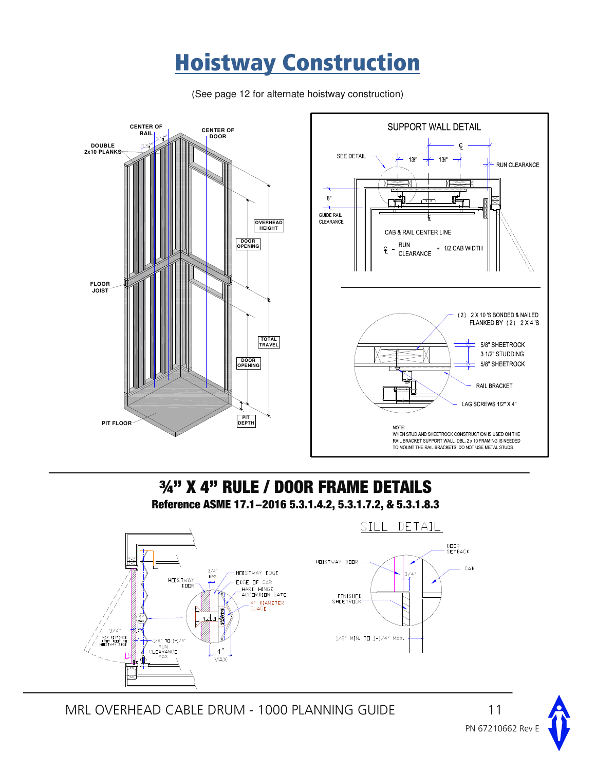# Hoistway Construction

(See page 12 for alternate hoistway construction)

CENTER OF RAIL

CENTER OF DOOR

DOUBLE 2x10 PLANKS

OVERHEAD HEIGHT

DOOR OPENING

FLOOR JOIST

TOTAL TRAVEL

DOOR OPENING

PIT FLOOR

PIT DEPTH

SUPPORT WALL DETAIL

SEE DETAIL

13¼"

13¼"

RUN CLEARANCE

8"

GUIDE RAIL CLEARANCE

CAB & RAIL CENTER LINE

℄ = RUN CLEARANCE + 1/2 CAB WIDTH

(2) 2 X 10 'S BONDED & NAILED FLANKED BY (2) 2 X 4 'S

5/8" SHEETROCK

3 1/2" STUDDING

5/8" SHEETROCK

RAIL BRACKET

LAG SCREWS 1/2" X 4"

NOTE:
WHEN STUD AND SHEETROCK CONSTRUCTION IS USED ON THE RAIL BRACKET SUPPORT WALL, DBL. 2 x 10 FRAMING IS NEEDED TO MOUNT THE RAIL BRACKETS. DO NOT USE METAL STUDS.

## ¾" X 4" RULE / DOOR FRAME DETAILS

### Reference ASME 17.1–2016 5.3.1.4.2, 5.3.1.7.2, & 5.3.1.8.3

HOISTWAY DOOR

3/4" MAX

HOISTWAY EDGE

EDGE OF CAR

HARD HINGE ACCORDION GATE

4" DIAMETER GUAGE

4" MAX

3/4" MAX DISTANCE FROM DOOR TO HOISTWAY EDGE

1/2" TO 1-1/4" RUN CLEARANCE MAX

4" MAX

SILL DETAIL

HOISTWAY DOOR

DOOR SETBACK

CAB

3/4"

FINISHED SHEETROCK

1/2" MIN. TO 1-1/4" MAX.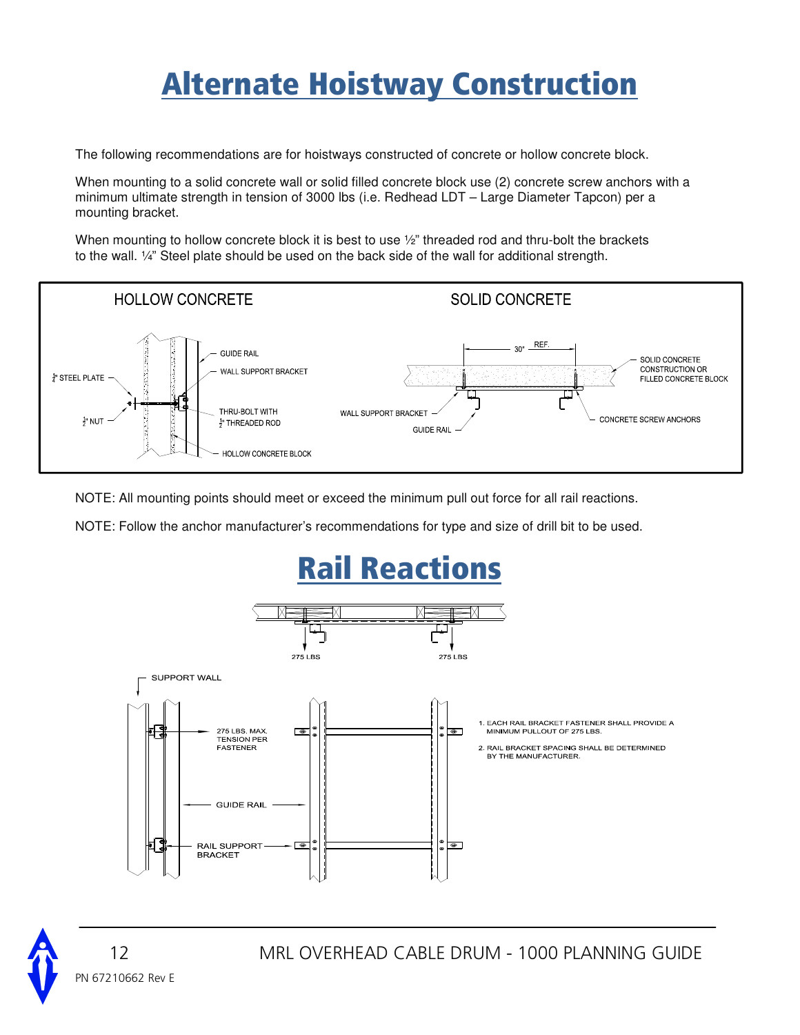# Alternate Hoistway Construction

The following recommendations are for hoistways constructed of concrete or hollow concrete block.

When mounting to a solid concrete wall or solid filled concrete block use (2) concrete screw anchors with a minimum ultimate strength in tension of 3000 lbs (i.e. Redhead LDT – Large Diameter Tapcon) per a mounting bracket.

When mounting to hollow concrete block it is best to use ½" threaded rod and thru-bolt the brackets to the wall. ¼" Steel plate should be used on the back side of the wall for additional strength.

HOLLOW CONCRETE

GUIDE RAIL

WALL SUPPORT BRACKET

¼" STEEL PLATE

THRU-BOLT WITH ½" THREADED ROD

½" NUT

HOLLOW CONCRETE BLOCK

SOLID CONCRETE

30" REF.

SOLID CONCRETE CONSTRUCTION OR FILLED CONCRETE BLOCK

WALL SUPPORT BRACKET

GUIDE RAIL

CONCRETE SCREW ANCHORS

NOTE: All mounting points should meet or exceed the minimum pull out force for all rail reactions.

NOTE: Follow the anchor manufacturer's recommendations for type and size of drill bit to be used.

# Rail Reactions

275 LBS

275 LBS

SUPPORT WALL

275 LBS. MAX. TENSION PER FASTENER

GUIDE RAIL

RAIL SUPPORT BRACKET

1. EACH RAIL BRACKET FASTENER SHALL PROVIDE A MINIMUM PULLOUT OF 275 LBS.
2. RAIL BRACKET SPACING SHALL BE DETERMINED BY THE MANUFACTURER.

PN 67210662 Rev E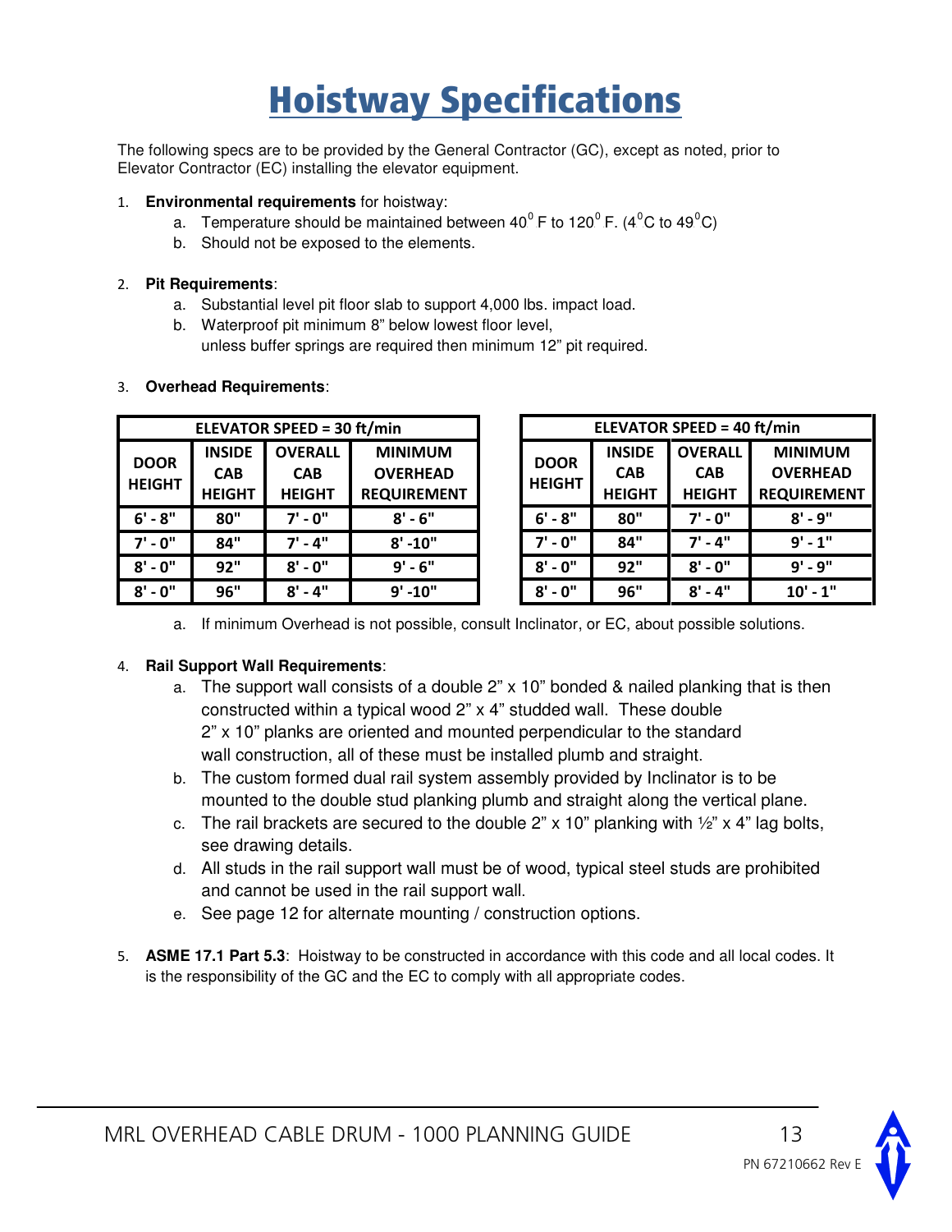# Hoistway Specifications

The following specs are to be provided by the General Contractor (GC), except as noted, prior to Elevator Contractor (EC) installing the elevator equipment.

1. **Environmental requirements** for hoistway:
   a. Temperature should be maintained between $40^0$ F to $120^0$ F. ($4^0$C to $49^0$C)
   b. Should not be exposed to the elements.

2. **Pit Requirements**:
   a. Substantial level pit floor slab to support 4,000 lbs. impact load.
   b. Waterproof pit minimum 8" below lowest floor level, unless buffer springs are required then minimum 12" pit required.

3. **Overhead Requirements**:

| ELEVATOR SPEED = 30 ft/min | | | |
|---|---|---|---|
| DOOR HEIGHT | INSIDE CAB HEIGHT | OVERALL CAB HEIGHT | MINIMUM OVERHEAD REQUIREMENT |
| 6' - 8" | 80" | 7' - 0" | 8' - 6" |
| 7' - 0" | 84" | 7' - 4" | 8' -10" |
| 8' - 0" | 92" | 8' - 0" | 9' - 6" |
| 8' - 0" | 96" | 8' - 4" | 9' -10" |

| ELEVATOR SPEED = 40 ft/min | | | |
|---|---|---|---|
| DOOR HEIGHT | INSIDE CAB HEIGHT | OVERALL CAB HEIGHT | MINIMUM OVERHEAD REQUIREMENT |
| 6' - 8" | 80" | 7' - 0" | 8' - 9" |
| 7' - 0" | 84" | 7' - 4" | 9' - 1" |
| 8' - 0" | 92" | 8' - 0" | 9' - 9" |
| 8' - 0" | 96" | 8' - 4" | 10' - 1" |

   a. If minimum Overhead is not possible, consult Inclinator, or EC, about possible solutions.

4. **Rail Support Wall Requirements**:
   a. The support wall consists of a double 2" x 10" bonded & nailed planking that is then constructed within a typical wood 2" x 4" studded wall. These double 2" x 10" planks are oriented and mounted perpendicular to the standard wall construction, all of these must be installed plumb and straight.
   b. The custom formed dual rail system assembly provided by Inclinator is to be mounted to the double stud planking plumb and straight along the vertical plane.
   c. The rail brackets are secured to the double 2" x 10" planking with ½" x 4" lag bolts, see drawing details.
   d. All studs in the rail support wall must be of wood, typical steel studs are prohibited and cannot be used in the rail support wall.
   e. See page 12 for alternate mounting / construction options.

5. **ASME 17.1 Part 5.3**: Hoistway to be constructed in accordance with this code and all local codes. It is the responsibility of the GC and the EC to comply with all appropriate codes.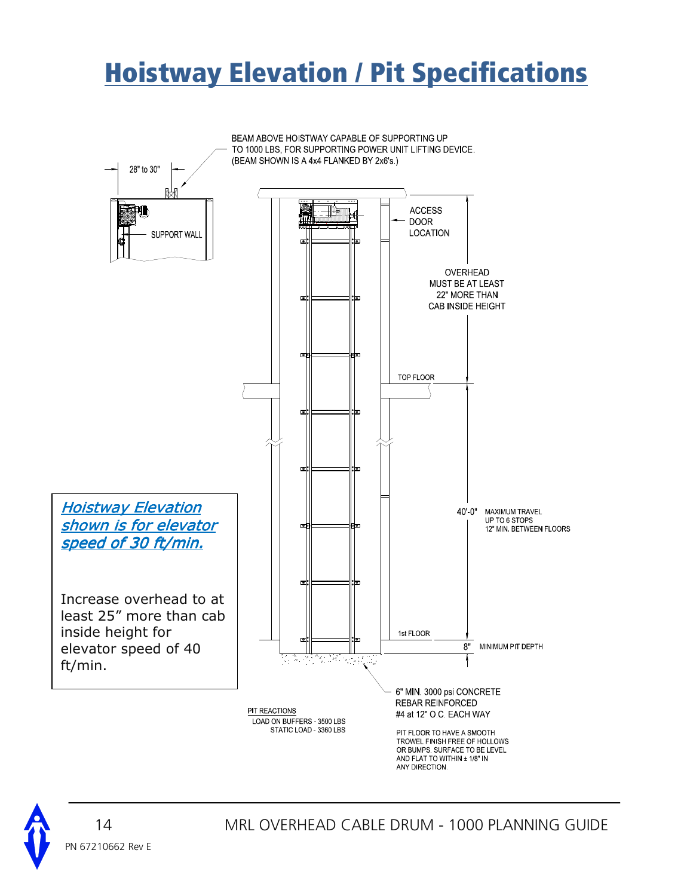# Hoistway Elevation / Pit Specifications

BEAM ABOVE HOISTWAY CAPABLE OF SUPPORTING UP TO 1000 LBS, FOR SUPPORTING POWER UNIT LIFTING DEVICE. (BEAM SHOWN IS A 4x4 FLANKED BY 2x6's.)

28" to 30"

SUPPORT WALL

ACCESS DOOR LOCATION

OVERHEAD MUST BE AT LEAST 22" MORE THAN CAB INSIDE HEIGHT

TOP FLOOR

40'-0" MAXIMUM TRAVEL UP TO 6 STOPS 12" MIN. BETWEEN FLOORS

1st FLOOR

8" MINIMUM PIT DEPTH

6" MIN. 3000 psi CONCRETE REBAR REINFORCED #4 at 12" O.C. EACH WAY

PIT FLOOR TO HAVE A SMOOTH TROWEL FINISH FREE OF HOLLOWS OR BUMPS. SURFACE TO BE LEVEL AND FLAT TO WITHIN ± 1/8" IN ANY DIRECTION.

PIT REACTIONS
LOAD ON BUFFERS - 3500 LBS
STATIC LOAD - 3360 LBS

*Hoistway Elevation shown is for elevator speed of 30 ft/min.*

Increase overhead to at least 25" more than cab inside height for elevator speed of 40 ft/min.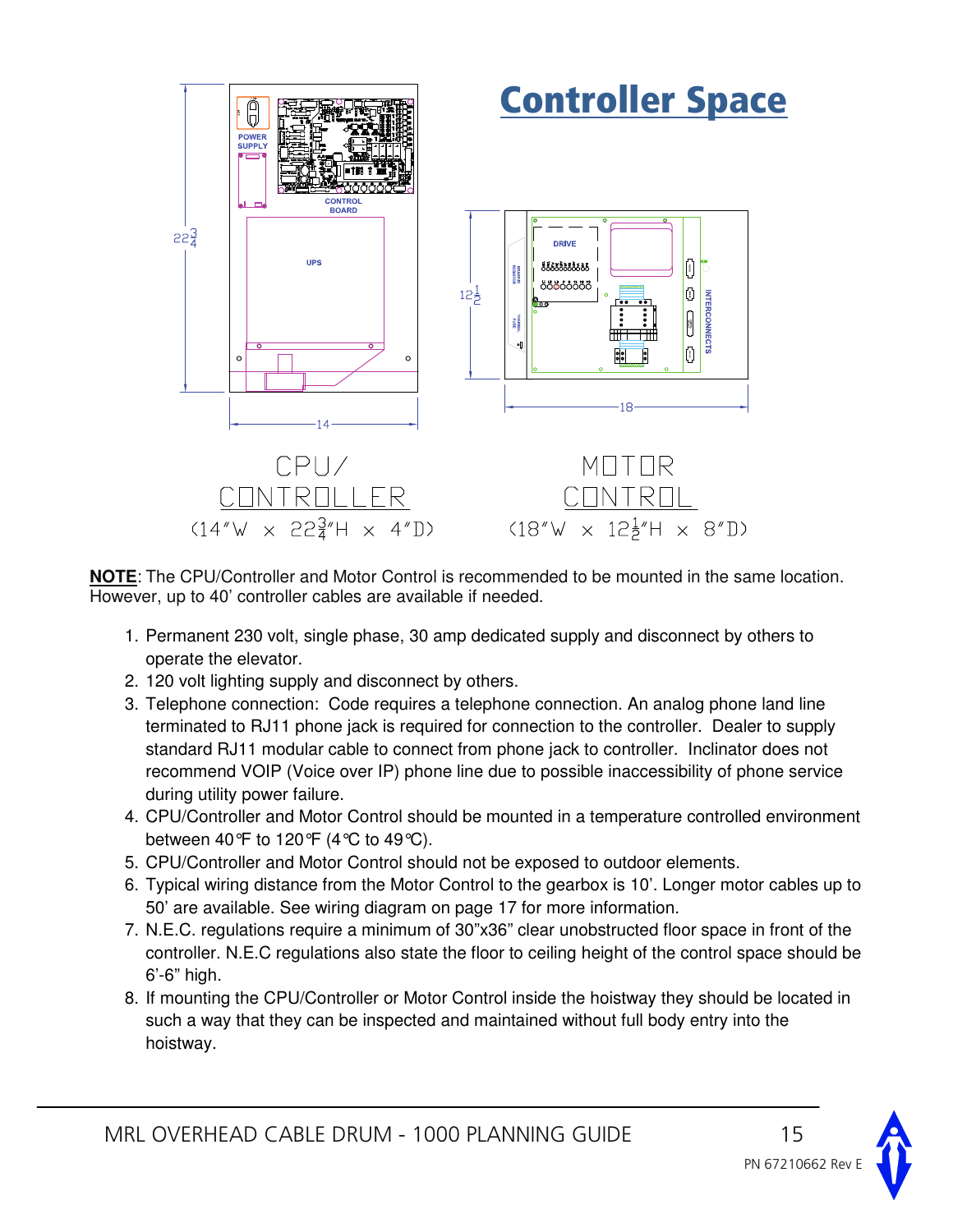# Controller Space

CPU/ CONTROLLER (14"W × 22¾"H × 4"D)

MOTOR CONTROL (18"W × 12½"H × 8"D)

**NOTE**: The CPU/Controller and Motor Control is recommended to be mounted in the same location. However, up to 40' controller cables are available if needed.

1. Permanent 230 volt, single phase, 30 amp dedicated supply and disconnect by others to operate the elevator.
2. 120 volt lighting supply and disconnect by others.
3. Telephone connection: Code requires a telephone connection. An analog phone land line terminated to RJ11 phone jack is required for connection to the controller. Dealer to supply standard RJ11 modular cable to connect from phone jack to controller. Inclinator does not recommend VOIP (Voice over IP) phone line due to possible inaccessibility of phone service during utility power failure.
4. CPU/Controller and Motor Control should be mounted in a temperature controlled environment between 40℉ to 120℉ (4℃ to 49℃).
5. CPU/Controller and Motor Control should not be exposed to outdoor elements.
6. Typical wiring distance from the Motor Control to the gearbox is 10'. Longer motor cables up to 50' are available. See wiring diagram on page 17 for more information.
7. N.E.C. regulations require a minimum of 30"x36" clear unobstructed floor space in front of the controller. N.E.C regulations also state the floor to ceiling height of the control space should be 6'-6" high.
8. If mounting the CPU/Controller or Motor Control inside the hoistway they should be located in such a way that they can be inspected and maintained without full body entry into the hoistway.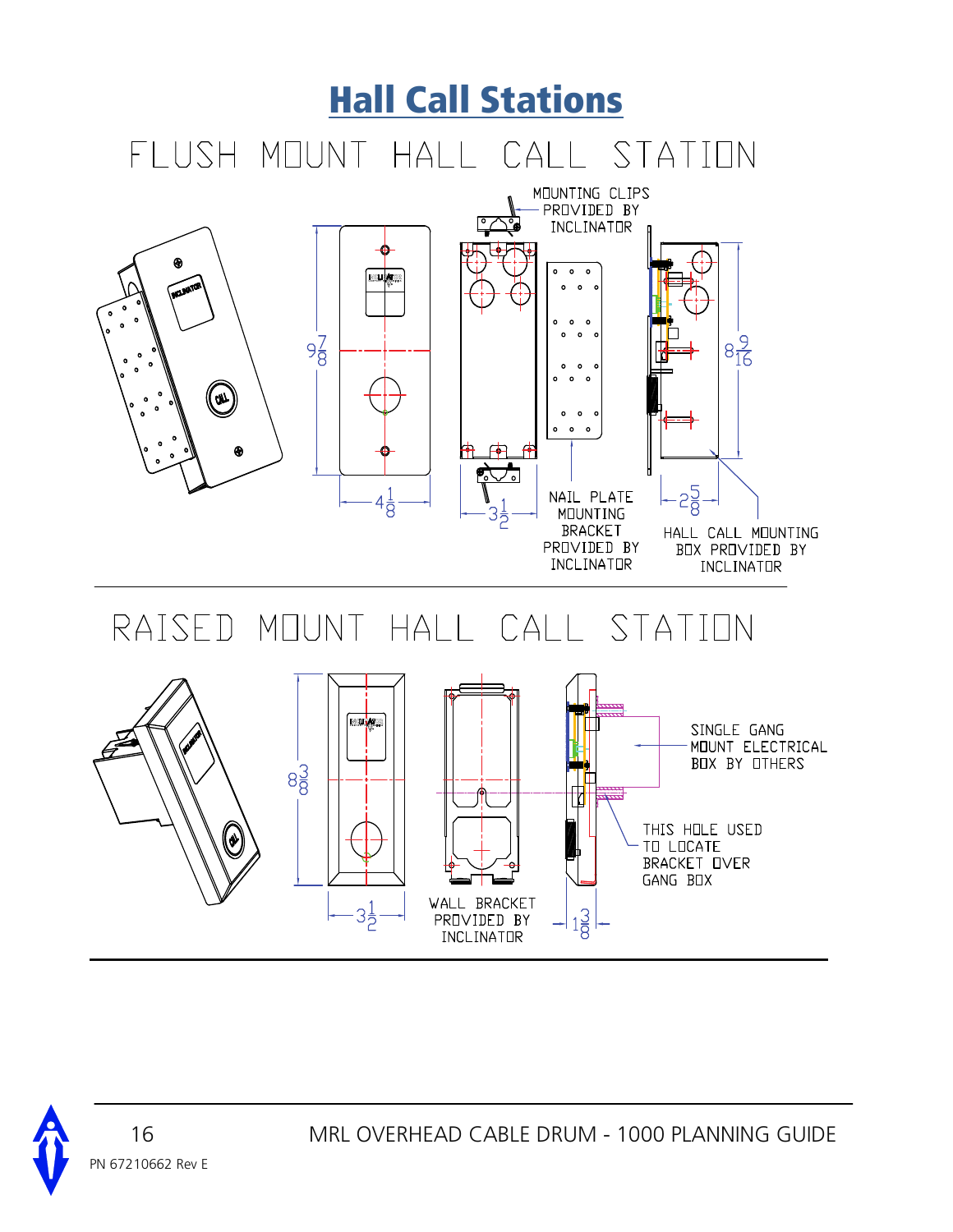# Hall Call Stations

## FLUSH MOUNT HALL CALL STATION

MOUNTING CLIPS PROVIDED BY INCLINATOR

$9\frac{7}{8}$

$4\frac{1}{8}$

$3\frac{1}{2}$

$8\frac{9}{16}$

$2\frac{5}{8}$

NAIL PLATE MOUNTING BRACKET PROVIDED BY INCLINATOR

HALL CALL MOUNTING BOX PROVIDED BY INCLINATOR

## RAISED MOUNT HALL CALL STATION

$8\frac{3}{8}$

$3\frac{1}{2}$

$1\frac{3}{8}$

WALL BRACKET PROVIDED BY INCLINATOR

SINGLE GANG MOUNT ELECTRICAL BOX BY OTHERS

THIS HOLE USED TO LOCATE BRACKET OVER GANG BOX

PN 67210662 Rev E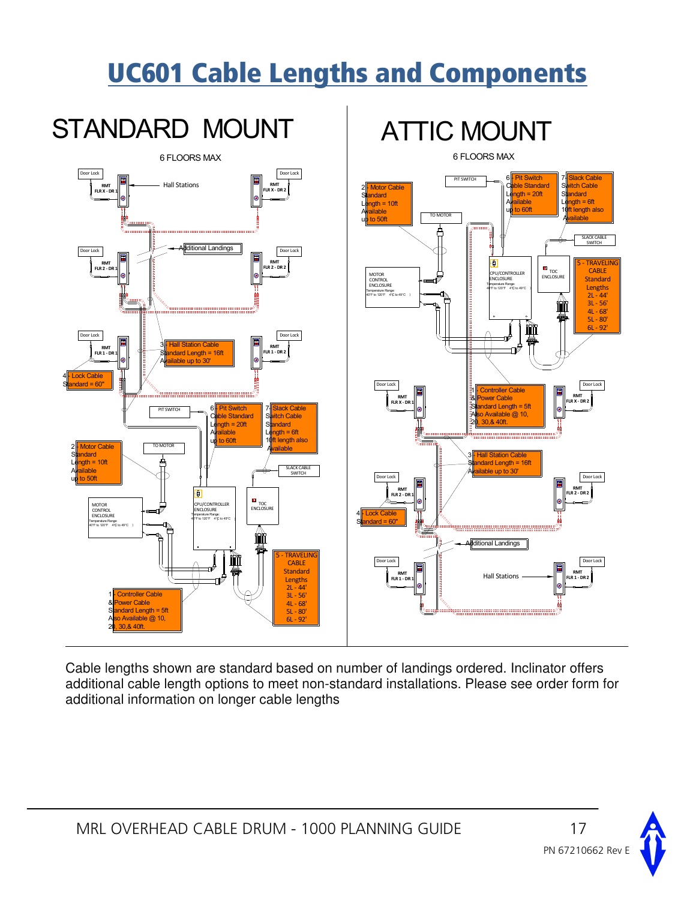# UC601 Cable Lengths and Components

## STANDARD MOUNT

6 FLOORS MAX

Door Lock

RMT FLR X - DR 1

Hall Stations

Door Lock

RMT FLR X - DR 2

Additional Landings

Door Lock

RMT FLR 2 - DR 1

Door Lock

RMT FLR 2 - DR 2

Door Lock

RMT FLR 1 - DR 1

3 - Hall Station Cable Standard Length = 16ft Available up to 30'

Door Lock

RMT FLR 1 - DR 2

4 - Lock Cable Standard = 60"

PIT SWITCH

6 - Pit Switch Cable Standard Length = 20ft Available up to 60ft

7 - Slack Cable Switch Cable Standard Length = 6ft 10ft length also Available

2 - Motor Cable Standard Length = 10ft Available up to 50ft

TO MOTOR

SLACK CABLE SWITCH

MOTOR CONTROL ENCLOSURE Temperature Range: 40°F to 120°F 4°C to 49°C

CPU/CONTROLLER ENCLOSURE Temperature Range: 40°F to 120°F 4°C to 49°C

TOC ENCLOSURE

5 - TRAVELING CABLE Standard Lengths 2L - 44' 3L - 56' 4L - 68' 5L - 80' 6L - 92'

1 - Controller Cable & Power Cable Standard Length = 5ft Also Available @ 10, 20, 30,& 40ft.

## ATTIC MOUNT

6 FLOORS MAX

PIT SWITCH

6 - Pit Switch Cable Standard Length = 20ft Available up to 60ft

7 - Slack Cable Switch Cable Standard Length = 6ft 10ft length also Available

2 - Motor Cable Standard Length = 10ft Available up to 50ft

TO MOTOR

SLACK CABLE SWITCH

MOTOR CONTROL ENCLOSURE Temperature Range: 40°F to 120°F 4°C to 49°C

CPU/CONTROLLER ENCLOSURE Temperature Range: 40°F to 120°F 4°C to 49°C

TOC ENCLOSURE

5 - TRAVELING CABLE Standard Lengths 2L - 44' 3L - 56' 4L - 68' 5L - 80' 6L - 92'

Door Lock

RMT FLR X - DR 1

1 - Controller Cable & Power Cable Standard Length = 5ft Also Available @ 10, 20, 30,& 40ft.

Door Lock

RMT FLR X - DR 2

3 - Hall Station Cable Standard Length = 16ft Available up to 30'

Door Lock

RMT FLR 2 - DR 1

Door Lock

RMT FLR 2 - DR 2

4 - Lock Cable Standard = 60"

Additional Landings

Door Lock

RMT FLR 1 - DR 1

Hall Stations

Door Lock

RMT FLR 1 - DR 2

Cable lengths shown are standard based on number of landings ordered. Inclinator offers additional cable length options to meet non-standard installations. Please see order form for additional information on longer cable lengths

MRL OVERHEAD CABLE DRUM - 1000 PLANNING GUIDE

PN 67210662 Rev E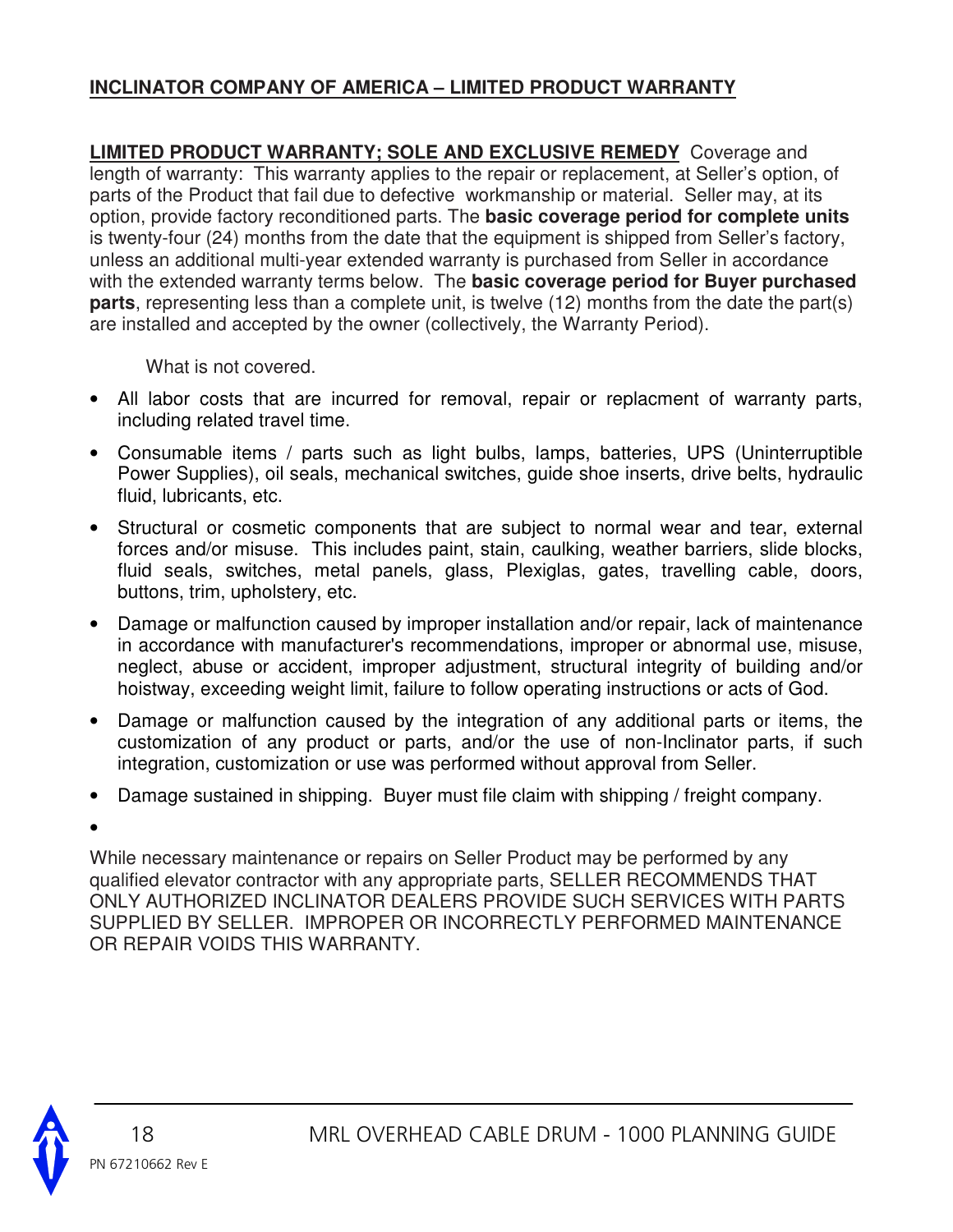## INCLINATOR COMPANY OF AMERICA – LIMITED PRODUCT WARRANTY

**LIMITED PRODUCT WARRANTY; SOLE AND EXCLUSIVE REMEDY** Coverage and length of warranty: This warranty applies to the repair or replacement, at Seller's option, of parts of the Product that fail due to defective workmanship or material. Seller may, at its option, provide factory reconditioned parts. The **basic coverage period for complete units** is twenty-four (24) months from the date that the equipment is shipped from Seller's factory, unless an additional multi-year extended warranty is purchased from Seller in accordance with the extended warranty terms below. The **basic coverage period for Buyer purchased parts**, representing less than a complete unit, is twelve (12) months from the date the part(s) are installed and accepted by the owner (collectively, the Warranty Period).

What is not covered.

- All labor costs that are incurred for removal, repair or replacment of warranty parts, including related travel time.
- Consumable items / parts such as light bulbs, lamps, batteries, UPS (Uninterruptible Power Supplies), oil seals, mechanical switches, guide shoe inserts, drive belts, hydraulic fluid, lubricants, etc.
- Structural or cosmetic components that are subject to normal wear and tear, external forces and/or misuse. This includes paint, stain, caulking, weather barriers, slide blocks, fluid seals, switches, metal panels, glass, Plexiglas, gates, travelling cable, doors, buttons, trim, upholstery, etc.
- Damage or malfunction caused by improper installation and/or repair, lack of maintenance in accordance with manufacturer's recommendations, improper or abnormal use, misuse, neglect, abuse or accident, improper adjustment, structural integrity of building and/or hoistway, exceeding weight limit, failure to follow operating instructions or acts of God.
- Damage or malfunction caused by the integration of any additional parts or items, the customization of any product or parts, and/or the use of non-Inclinator parts, if such integration, customization or use was performed without approval from Seller.
- Damage sustained in shipping. Buyer must file claim with shipping / freight company.
- 

While necessary maintenance or repairs on Seller Product may be performed by any qualified elevator contractor with any appropriate parts, SELLER RECOMMENDS THAT ONLY AUTHORIZED INCLINATOR DEALERS PROVIDE SUCH SERVICES WITH PARTS SUPPLIED BY SELLER. IMPROPER OR INCORRECTLY PERFORMED MAINTENANCE OR REPAIR VOIDS THIS WARRANTY.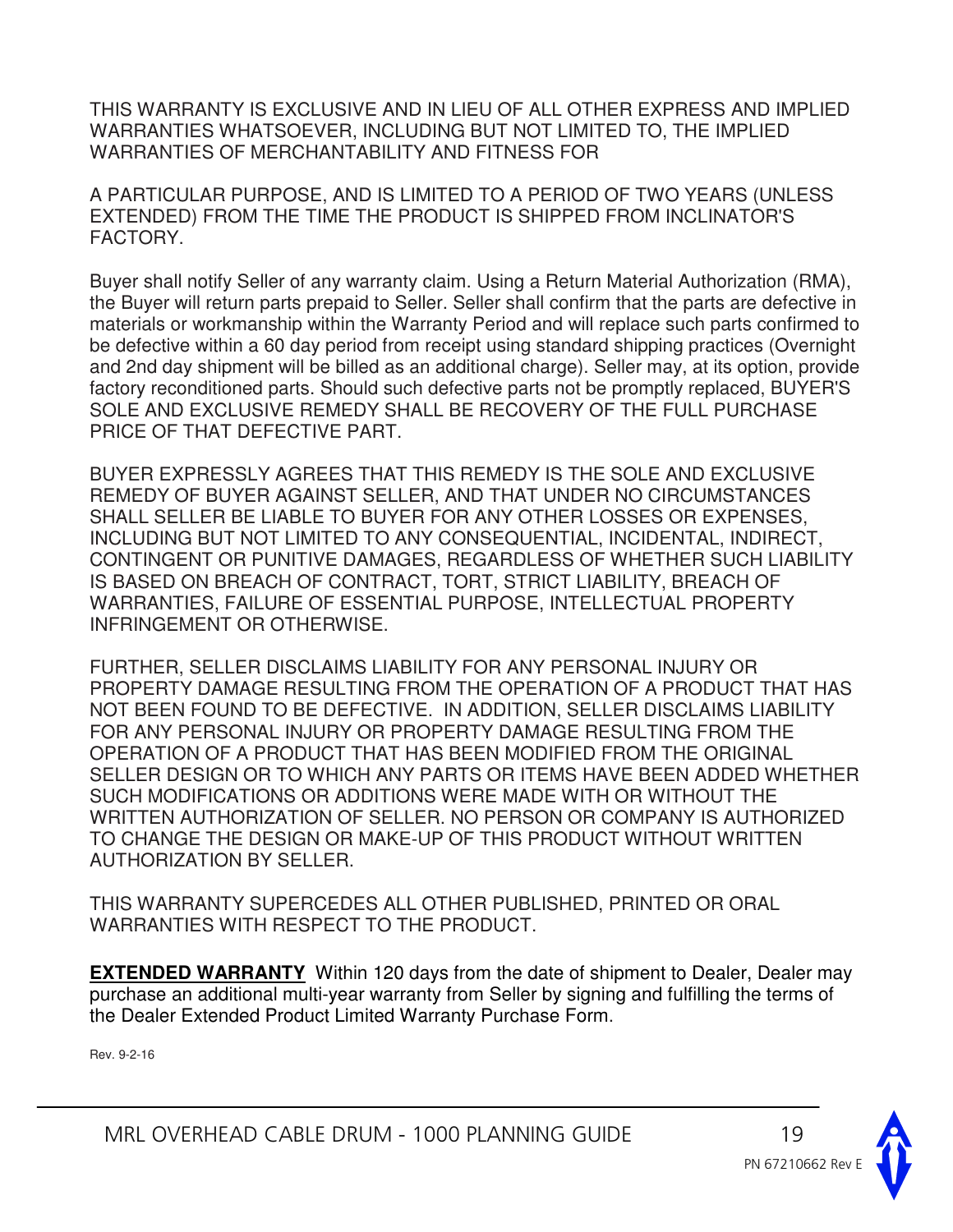THIS WARRANTY IS EXCLUSIVE AND IN LIEU OF ALL OTHER EXPRESS AND IMPLIED WARRANTIES WHATSOEVER, INCLUDING BUT NOT LIMITED TO, THE IMPLIED WARRANTIES OF MERCHANTABILITY AND FITNESS FOR

A PARTICULAR PURPOSE, AND IS LIMITED TO A PERIOD OF TWO YEARS (UNLESS EXTENDED) FROM THE TIME THE PRODUCT IS SHIPPED FROM INCLINATOR'S FACTORY.

Buyer shall notify Seller of any warranty claim. Using a Return Material Authorization (RMA), the Buyer will return parts prepaid to Seller. Seller shall confirm that the parts are defective in materials or workmanship within the Warranty Period and will replace such parts confirmed to be defective within a 60 day period from receipt using standard shipping practices (Overnight and 2nd day shipment will be billed as an additional charge). Seller may, at its option, provide factory reconditioned parts. Should such defective parts not be promptly replaced, BUYER'S SOLE AND EXCLUSIVE REMEDY SHALL BE RECOVERY OF THE FULL PURCHASE PRICE OF THAT DEFECTIVE PART.

BUYER EXPRESSLY AGREES THAT THIS REMEDY IS THE SOLE AND EXCLUSIVE REMEDY OF BUYER AGAINST SELLER, AND THAT UNDER NO CIRCUMSTANCES SHALL SELLER BE LIABLE TO BUYER FOR ANY OTHER LOSSES OR EXPENSES, INCLUDING BUT NOT LIMITED TO ANY CONSEQUENTIAL, INCIDENTAL, INDIRECT, CONTINGENT OR PUNITIVE DAMAGES, REGARDLESS OF WHETHER SUCH LIABILITY IS BASED ON BREACH OF CONTRACT, TORT, STRICT LIABILITY, BREACH OF WARRANTIES, FAILURE OF ESSENTIAL PURPOSE, INTELLECTUAL PROPERTY INFRINGEMENT OR OTHERWISE.

FURTHER, SELLER DISCLAIMS LIABILITY FOR ANY PERSONAL INJURY OR PROPERTY DAMAGE RESULTING FROM THE OPERATION OF A PRODUCT THAT HAS NOT BEEN FOUND TO BE DEFECTIVE. IN ADDITION, SELLER DISCLAIMS LIABILITY FOR ANY PERSONAL INJURY OR PROPERTY DAMAGE RESULTING FROM THE OPERATION OF A PRODUCT THAT HAS BEEN MODIFIED FROM THE ORIGINAL SELLER DESIGN OR TO WHICH ANY PARTS OR ITEMS HAVE BEEN ADDED WHETHER SUCH MODIFICATIONS OR ADDITIONS WERE MADE WITH OR WITHOUT THE WRITTEN AUTHORIZATION OF SELLER. NO PERSON OR COMPANY IS AUTHORIZED TO CHANGE THE DESIGN OR MAKE-UP OF THIS PRODUCT WITHOUT WRITTEN AUTHORIZATION BY SELLER.

THIS WARRANTY SUPERCEDES ALL OTHER PUBLISHED, PRINTED OR ORAL WARRANTIES WITH RESPECT TO THE PRODUCT.

**EXTENDED WARRANTY** Within 120 days from the date of shipment to Dealer, Dealer may purchase an additional multi-year warranty from Seller by signing and fulfilling the terms of the Dealer Extended Product Limited Warranty Purchase Form.

Rev. 9-2-16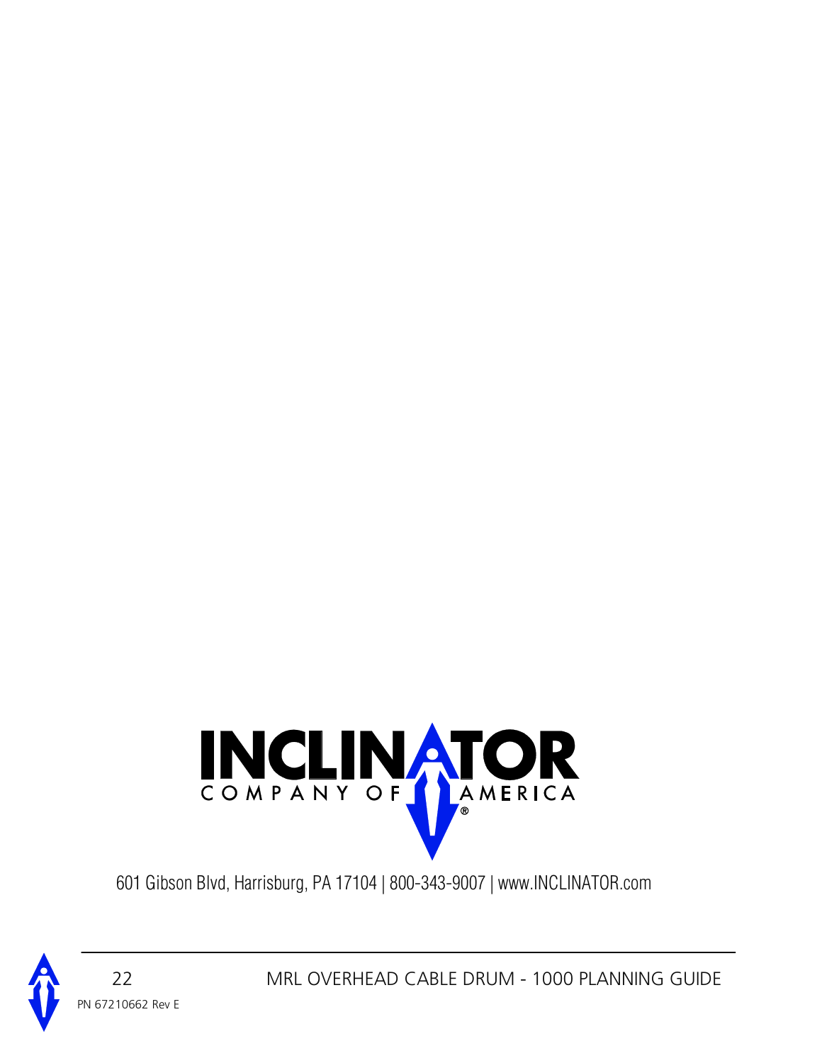INCLINATOR COMPANY OF AMERICA®

601 Gibson Blvd, Harrisburg, PA 17104 | 800-343-9007 | www.INCLINATOR.com

PN 67210662 Rev E